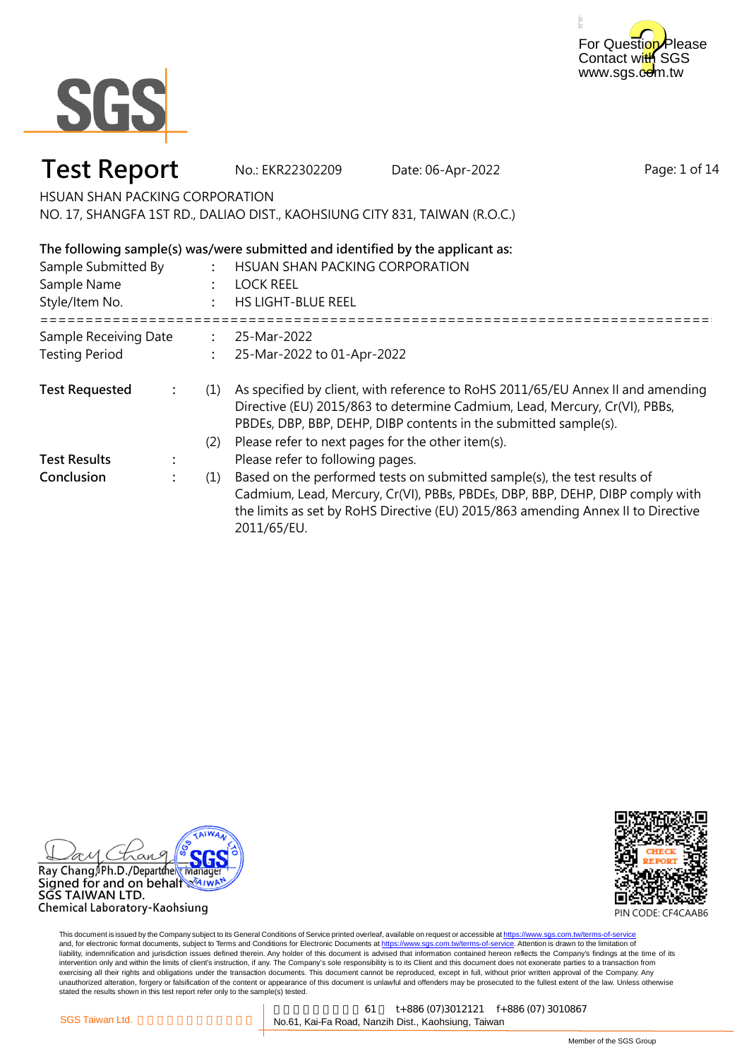# Test Report

No.: EKR22302209 Date: 06-Apr-2022

HSUAN SHAN PACKING CORPORATION
NO. 17, SHANGFA 1ST RD., DALIAO DIST., KAOHSIUNG CITY 831, TAIWAN (R.O.C.)

**The following sample(s) was/were submitted and identified by the applicant as:**

| | | |
|---|---|---|
| Sample Submitted By | : | HSUAN SHAN PACKING CORPORATION |
| Sample Name | : | LOCK REEL |
| Style/Item No. | : | HS LIGHT-BLUE REEL |

==========================================================================

| | | |
|---|---|---|
| Sample Receiving Date | : | 25-Mar-2022 |
| Testing Period | : | 25-Mar-2022 to 01-Apr-2022 |

**Test Requested** : (1) As specified by client, with reference to RoHS 2011/65/EU Annex II and amending Directive (EU) 2015/863 to determine Cadmium, Lead, Mercury, Cr(VI), PBBs, PBDEs, DBP, BBP, DEHP, DIBP contents in the submitted sample(s).
(2) Please refer to next pages for the other item(s).

**Test Results** : Please refer to following pages.

**Conclusion** : (1) Based on the performed tests on submitted sample(s), the test results of Cadmium, Lead, Mercury, Cr(VI), PBBs, PBDEs, DBP, BBP, DEHP, DIBP comply with the limits as set by RoHS Directive (EU) 2015/863 amending Annex II to Directive 2011/65/EU.

Ray Chang, Ph.D./Department Manager
Signed for and on behalf of
SGS TAIWAN LTD.
Chemical Laboratory-Kaohsiung

PIN CODE: CF4CAAB6

This document is issued by the Company subject to its General Conditions of Service printed overleaf, available on request or accessible at https://www.sgs.com.tw/terms-of-service and, for electronic format documents, subject to Terms and Conditions for Electronic Documents at https://www.sgs.com.tw/terms-of-service. Attention is drawn to the limitation of liability, indemnification and jurisdiction issues defined therein. Any holder of this document is advised that information contained hereon reflects the Company's findings at the time of its intervention only and within the limits of client's instruction, if any. The Company's sole responsibility is to its Client and this document does not exonerate parties to a transaction from exercising all their rights and obligations under the transaction documents. This document cannot be reproduced, except in full, without prior written approval of the Company. Any unauthorized alteration, forgery or falsification of the content or appearance of this document is unlawful and offenders may be prosecuted to the fullest extent of the law. Unless otherwise stated the results shown in this test report refer only to the sample(s) tested.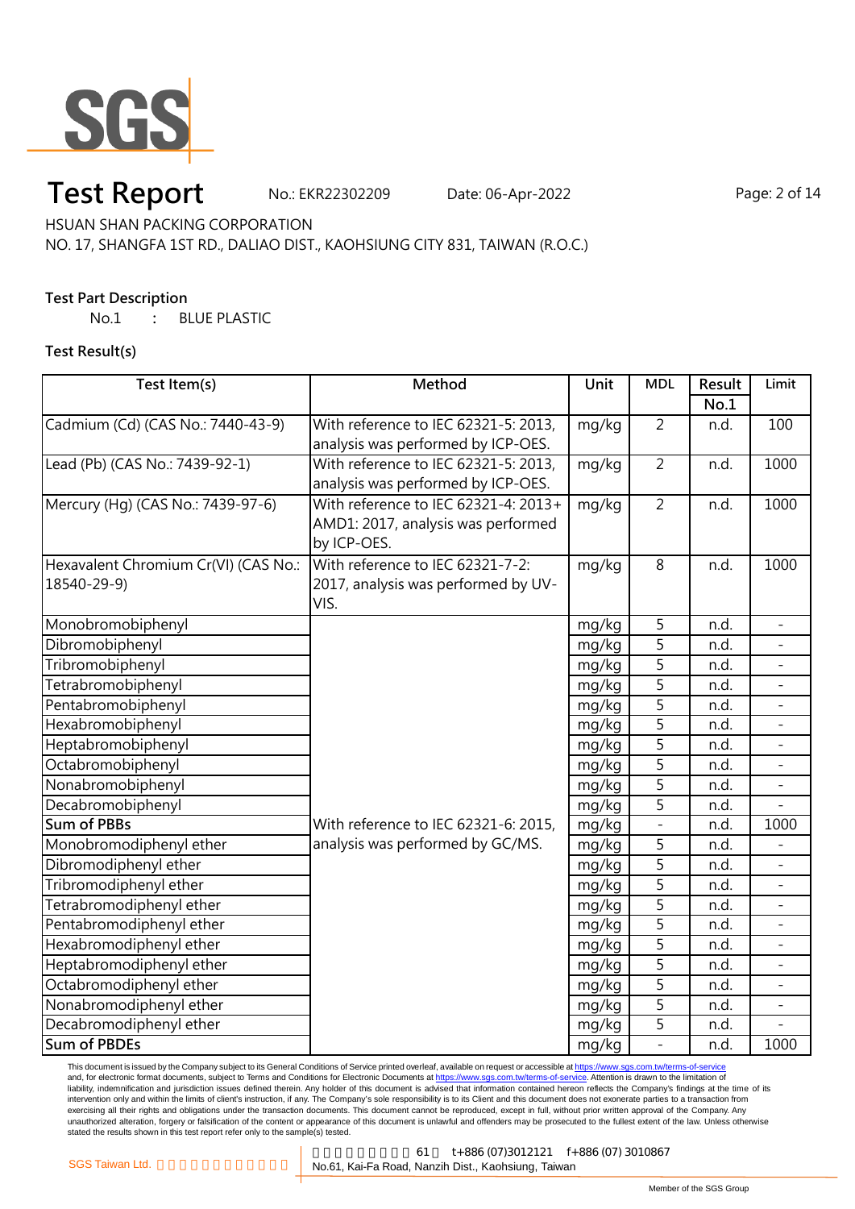# Test Report

No.: EKR22302209 Date: 06-Apr-2022

HSUAN SHAN PACKING CORPORATION

NO. 17, SHANGFA 1ST RD., DALIAO DIST., KAOHSIUNG CITY 831, TAIWAN (R.O.C.)

**Test Part Description**

No.1 : BLUE PLASTIC

**Test Result(s)**

| Test Item(s) | Method | Unit | MDL | Result No.1 | Limit |
|---|---|---|---|---|---|
| Cadmium (Cd) (CAS No.: 7440-43-9) | With reference to IEC 62321-5: 2013, analysis was performed by ICP-OES. | mg/kg | 2 | n.d. | 100 |
| Lead (Pb) (CAS No.: 7439-92-1) | With reference to IEC 62321-5: 2013, analysis was performed by ICP-OES. | mg/kg | 2 | n.d. | 1000 |
| Mercury (Hg) (CAS No.: 7439-97-6) | With reference to IEC 62321-4: 2013+ AMD1: 2017, analysis was performed by ICP-OES. | mg/kg | 2 | n.d. | 1000 |
| Hexavalent Chromium Cr(VI) (CAS No.: 18540-29-9) | With reference to IEC 62321-7-2: 2017, analysis was performed by UV-VIS. | mg/kg | 8 | n.d. | 1000 |
| Monobromobiphenyl | With reference to IEC 62321-6: 2015, analysis was performed by GC/MS. | mg/kg | 5 | n.d. | - |
| Dibromobiphenyl | | mg/kg | 5 | n.d. | - |
| Tribromobiphenyl | | mg/kg | 5 | n.d. | - |
| Tetrabromobiphenyl | | mg/kg | 5 | n.d. | - |
| Pentabromobiphenyl | | mg/kg | 5 | n.d. | - |
| Hexabromobiphenyl | | mg/kg | 5 | n.d. | - |
| Heptabromobiphenyl | | mg/kg | 5 | n.d. | - |
| Octabromobiphenyl | | mg/kg | 5 | n.d. | - |
| Nonabromobiphenyl | | mg/kg | 5 | n.d. | - |
| Decabromobiphenyl | | mg/kg | 5 | n.d. | - |
| **Sum of PBBs** | | mg/kg | - | n.d. | 1000 |
| Monobromodiphenyl ether | | mg/kg | 5 | n.d. | - |
| Dibromodiphenyl ether | | mg/kg | 5 | n.d. | - |
| Tribromodiphenyl ether | | mg/kg | 5 | n.d. | - |
| Tetrabromodiphenyl ether | | mg/kg | 5 | n.d. | - |
| Pentabromodiphenyl ether | | mg/kg | 5 | n.d. | - |
| Hexabromodiphenyl ether | | mg/kg | 5 | n.d. | - |
| Heptabromodiphenyl ether | | mg/kg | 5 | n.d. | - |
| Octabromodiphenyl ether | | mg/kg | 5 | n.d. | - |
| Nonabromodiphenyl ether | | mg/kg | 5 | n.d. | - |
| Decabromodiphenyl ether | | mg/kg | 5 | n.d. | - |
| **Sum of PBDEs** | | mg/kg | - | n.d. | 1000 |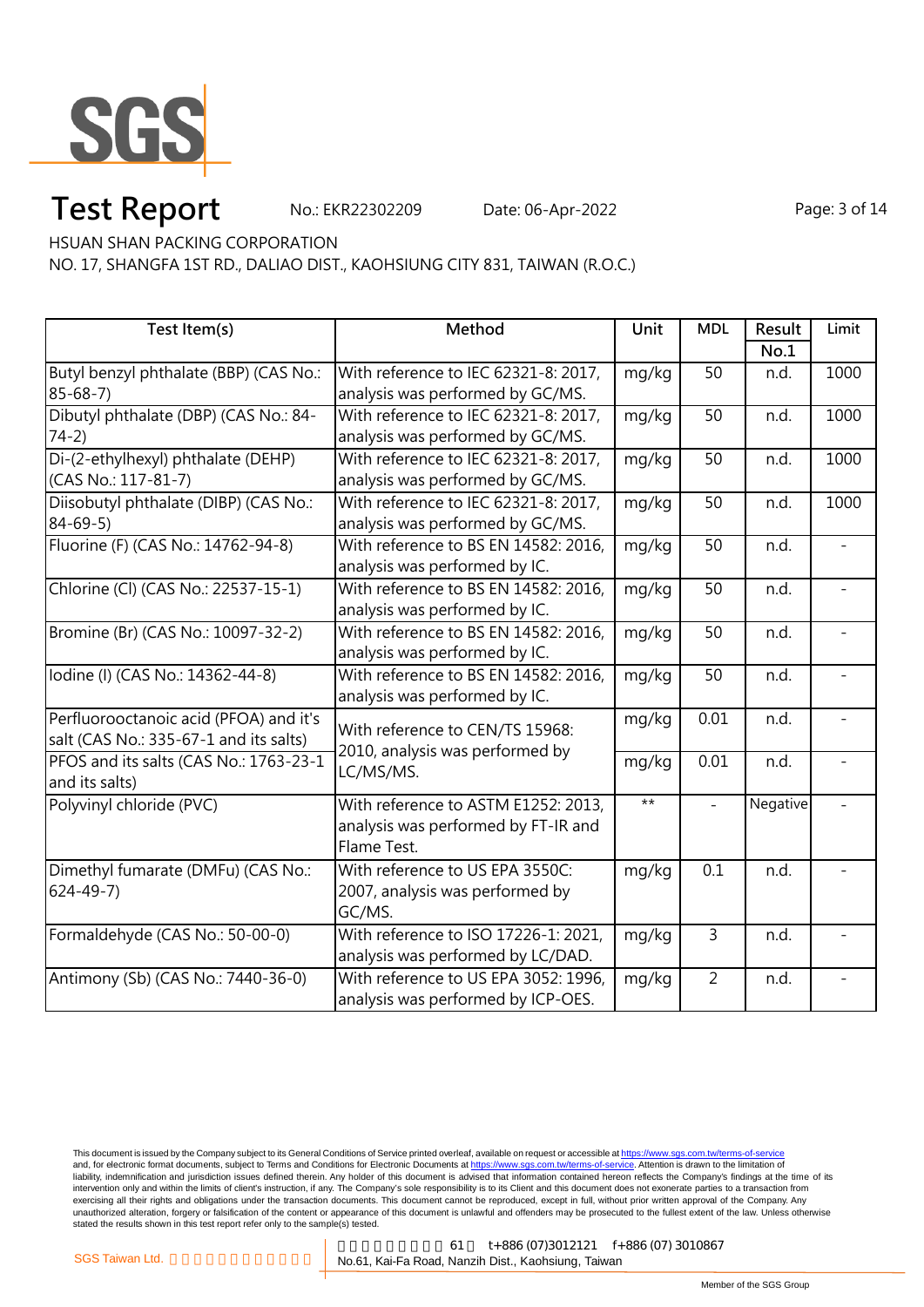HSUAN SHAN PACKING CORPORATION

NO. 17, SHANGFA 1ST RD., DALIAO DIST., KAOHSIUNG CITY 831, TAIWAN (R.O.C.)

| Test Item(s) | Method | Unit | MDL | Result No.1 | Limit |
|---|---|---|---|---|---|
| Butyl benzyl phthalate (BBP) (CAS No.: 85-68-7) | With reference to IEC 62321-8: 2017, analysis was performed by GC/MS. | mg/kg | 50 | n.d. | 1000 |
| Dibutyl phthalate (DBP) (CAS No.: 84-74-2) | With reference to IEC 62321-8: 2017, analysis was performed by GC/MS. | mg/kg | 50 | n.d. | 1000 |
| Di-(2-ethylhexyl) phthalate (DEHP) (CAS No.: 117-81-7) | With reference to IEC 62321-8: 2017, analysis was performed by GC/MS. | mg/kg | 50 | n.d. | 1000 |
| Diisobutyl phthalate (DIBP) (CAS No.: 84-69-5) | With reference to IEC 62321-8: 2017, analysis was performed by GC/MS. | mg/kg | 50 | n.d. | 1000 |
| Fluorine (F) (CAS No.: 14762-94-8) | With reference to BS EN 14582: 2016, analysis was performed by IC. | mg/kg | 50 | n.d. | - |
| Chlorine (Cl) (CAS No.: 22537-15-1) | With reference to BS EN 14582: 2016, analysis was performed by IC. | mg/kg | 50 | n.d. | - |
| Bromine (Br) (CAS No.: 10097-32-2) | With reference to BS EN 14582: 2016, analysis was performed by IC. | mg/kg | 50 | n.d. | - |
| Iodine (I) (CAS No.: 14362-44-8) | With reference to BS EN 14582: 2016, analysis was performed by IC. | mg/kg | 50 | n.d. | - |
| Perfluorooctanoic acid (PFOA) and it's salt (CAS No.: 335-67-1 and its salts) | With reference to CEN/TS 15968: 2010, analysis was performed by LC/MS/MS. | mg/kg | 0.01 | n.d. | - |
| PFOS and its salts (CAS No.: 1763-23-1 and its salts) | | mg/kg | 0.01 | n.d. | - |
| Polyvinyl chloride (PVC) | With reference to ASTM E1252: 2013, analysis was performed by FT-IR and Flame Test. | ** | - | Negative | - |
| Dimethyl fumarate (DMFu) (CAS No.: 624-49-7) | With reference to US EPA 3550C: 2007, analysis was performed by GC/MS. | mg/kg | 0.1 | n.d. | - |
| Formaldehyde (CAS No.: 50-00-0) | With reference to ISO 17226-1: 2021, analysis was performed by LC/DAD. | mg/kg | 3 | n.d. | - |
| Antimony (Sb) (CAS No.: 7440-36-0) | With reference to US EPA 3052: 1996, analysis was performed by ICP-OES. | mg/kg | 2 | n.d. | - |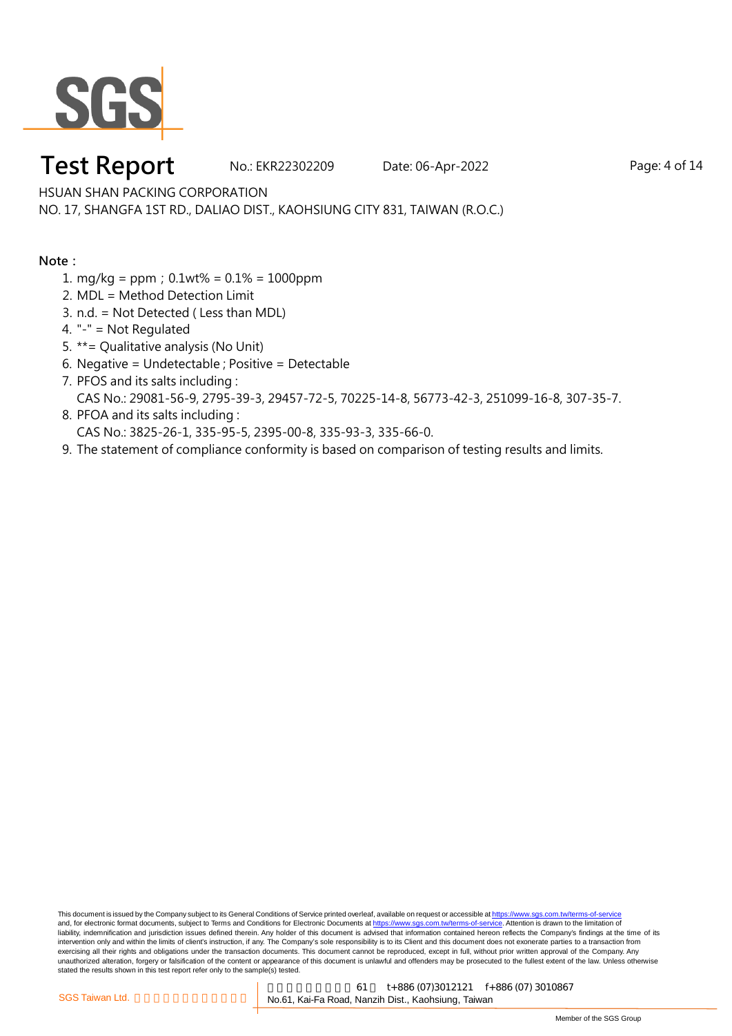HSUAN SHAN PACKING CORPORATION

NO. 17, SHANGFA 1ST RD., DALIAO DIST., KAOHSIUNG CITY 831, TAIWAN (R.O.C.)

**Note：**

1. mg/kg = ppm；0.1wt% = 0.1% = 1000ppm
2. MDL = Method Detection Limit
3. n.d. = Not Detected ( Less than MDL)
4. "-" = Not Regulated
5. **= Qualitative analysis (No Unit)
6. Negative = Undetectable ; Positive = Detectable
7. PFOS and its salts including :
   CAS No.: 29081-56-9, 2795-39-3, 29457-72-5, 70225-14-8, 56773-42-3, 251099-16-8, 307-35-7.
8. PFOA and its salts including :
   CAS No.: 3825-26-1, 335-95-5, 2395-00-8, 335-93-3, 335-66-0.
9. The statement of compliance conformity is based on comparison of testing results and limits.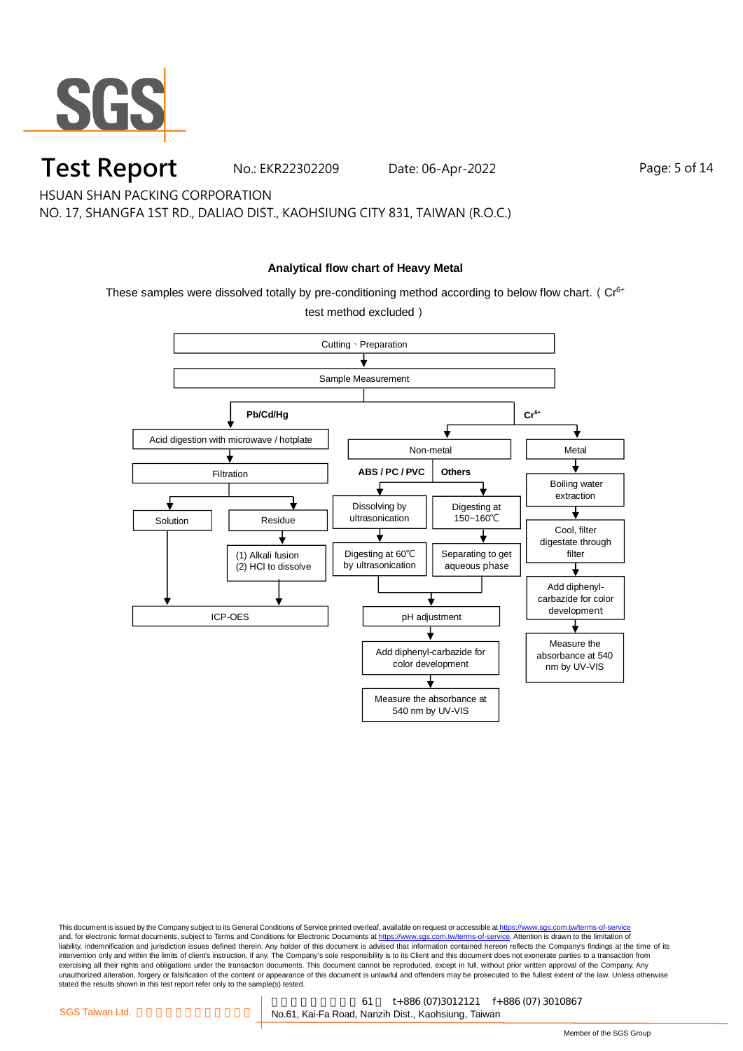# Test Report

No.: EKR22302209 Date: 06-Apr-2022

HSUAN SHAN PACKING CORPORATION

NO. 17, SHANGFA 1ST RD., DALIAO DIST., KAOHSIUNG CITY 831, TAIWAN (R.O.C.)

**Analytical flow chart of Heavy Metal**

These samples were dissolved totally by pre-conditioning method according to below flow chart. ( $Cr^{6+}$ test method excluded )

Cutting、Preparation

↓

Sample Measurement

**Pb/Cd/Hg**

- Acid digestion with microwave / hotplate
- ↓ Filtration
  - Solution → ICP-OES
  - Residue → (1) Alkali fusion (2) HCl to dissolve → ICP-OES

**$Cr^{6+}$**

- Non-metal
  - **ABS / PC / PVC**: Dissolving by ultrasonication → Digesting at 60℃ by ultrasonication
  - **Others**: Digesting at 150~160℃ → Separating to get aqueous phase
  - → pH adjustment → Add diphenyl-carbazide for color development → Measure the absorbance at 540 nm by UV-VIS
- Metal
  - Boiling water extraction → Cool, filter digestate through filter → Add diphenyl-carbazide for color development → Measure the absorbance at 540 nm by UV-VIS

This document is issued by the Company subject to its General Conditions of Service printed overleaf, available on request or accessible at https://www.sgs.com.tw/terms-of-service and, for electronic format documents, subject to Terms and Conditions for Electronic Documents at https://www.sgs.com.tw/terms-of-service. Attention is drawn to the limitation of liability, indemnification and jurisdiction issues defined therein. Any holder of this document is advised that information contained hereon reflects the Company's findings at the time of its intervention only and within the limits of client's instruction, if any. The Company's sole responsibility is to its Client and this document does not exonerate parties to a transaction from exercising all their rights and obligations under the transaction documents. This document cannot be reproduced, except in full, without prior written approval of the Company. Any unauthorized alteration, forgery or falsification of the content or appearance of this document is unlawful and offenders may be prosecuted to the fullest extent of the law. Unless otherwise stated the results shown in this test report refer only to the sample(s) tested.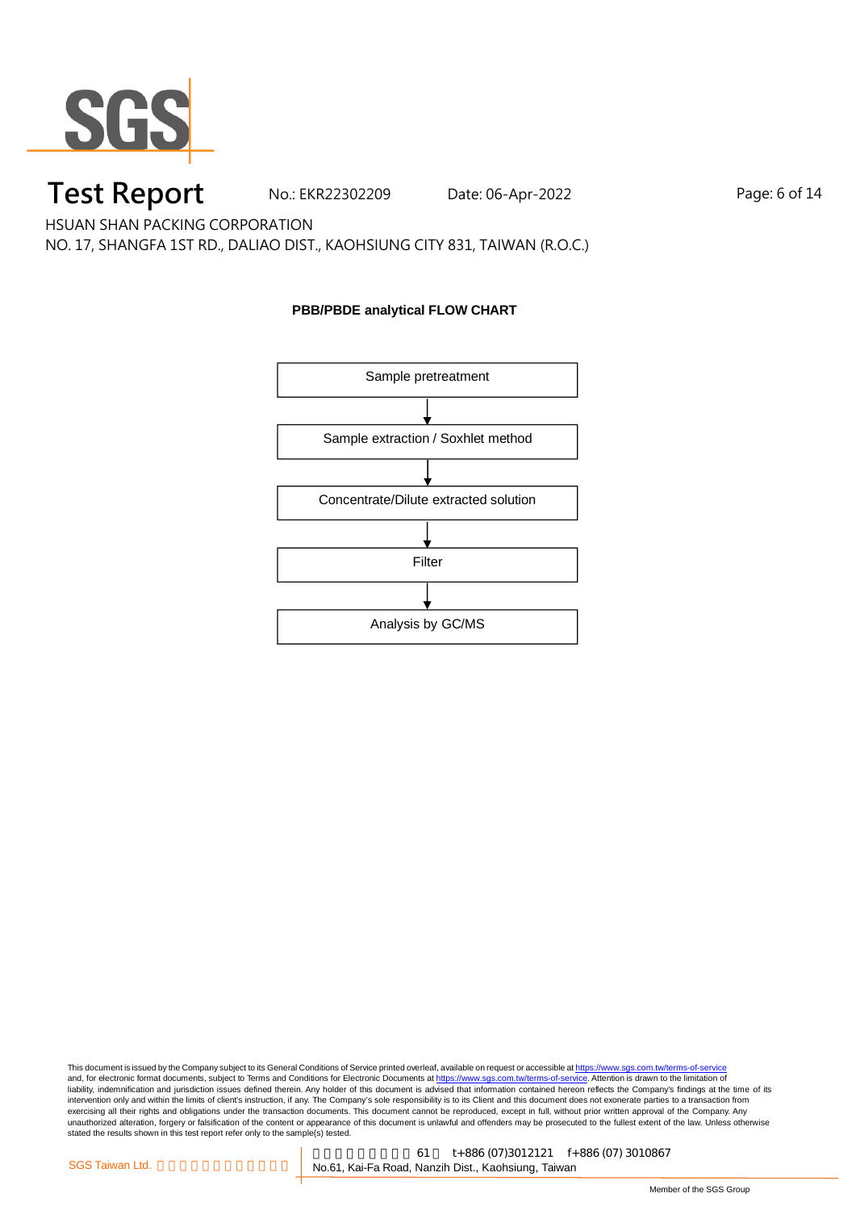# Test Report

No.: EKR22302209    Date: 06-Apr-2022

HSUAN SHAN PACKING CORPORATION

NO. 17, SHANGFA 1ST RD., DALIAO DIST., KAOHSIUNG CITY 831, TAIWAN (R.O.C.)

**PBB/PBDE analytical FLOW CHART**

Sample pretreatment

↓

Sample extraction / Soxhlet method

↓

Concentrate/Dilute extracted solution

↓

Filter

↓

Analysis by GC/MS

This document is issued by the Company subject to its General Conditions of Service printed overleaf, available on request or accessible at https://www.sgs.com.tw/terms-of-service and, for electronic format documents, subject to Terms and Conditions for Electronic Documents at https://www.sgs.com.tw/terms-of-service. Attention is drawn to the limitation of liability, indemnification and jurisdiction issues defined therein. Any holder of this document is advised that information contained hereon reflects the Company's findings at the time of its intervention only and within the limits of client's instruction, if any. The Company's sole responsibility is to its Client and this document does not exonerate parties to a transaction from exercising all their rights and obligations under the transaction documents. This document cannot be reproduced, except in full, without prior written approval of the Company. Any unauthorized alteration, forgery or falsification of the content or appearance of this document is unlawful and offenders may be prosecuted to the fullest extent of the law. Unless otherwise stated the results shown in this test report refer only to the sample(s) tested.

SGS Taiwan Ltd. | 61 t+886 (07)3012121 f+886 (07) 3010867 | No.61, Kai-Fa Road, Nanzih Dist., Kaohsiung, Taiwan

Member of the SGS Group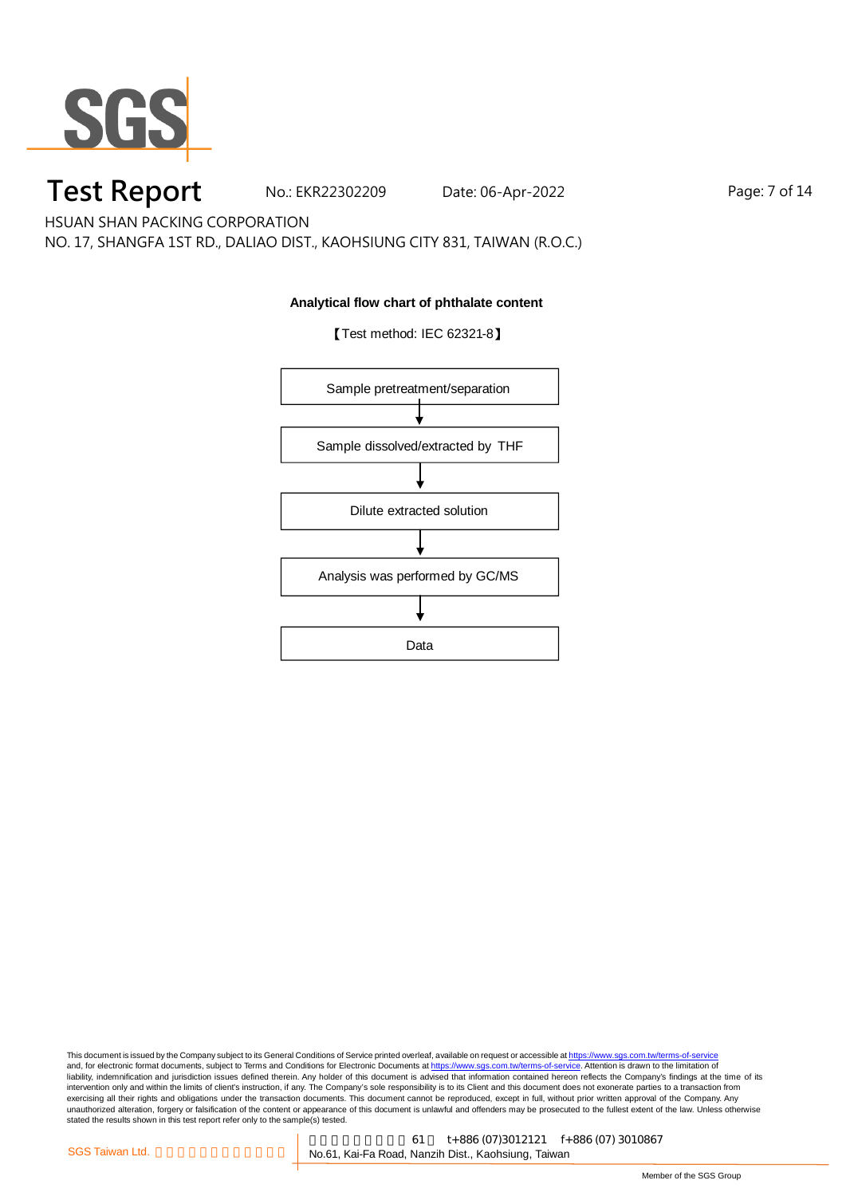**Analytical flow chart of phthalate content**

【Test method: IEC 62321-8】

Sample pretreatment/separation

↓

Sample dissolved/extracted by THF

↓

Dilute extracted solution

↓

Analysis was performed by GC/MS

↓

Data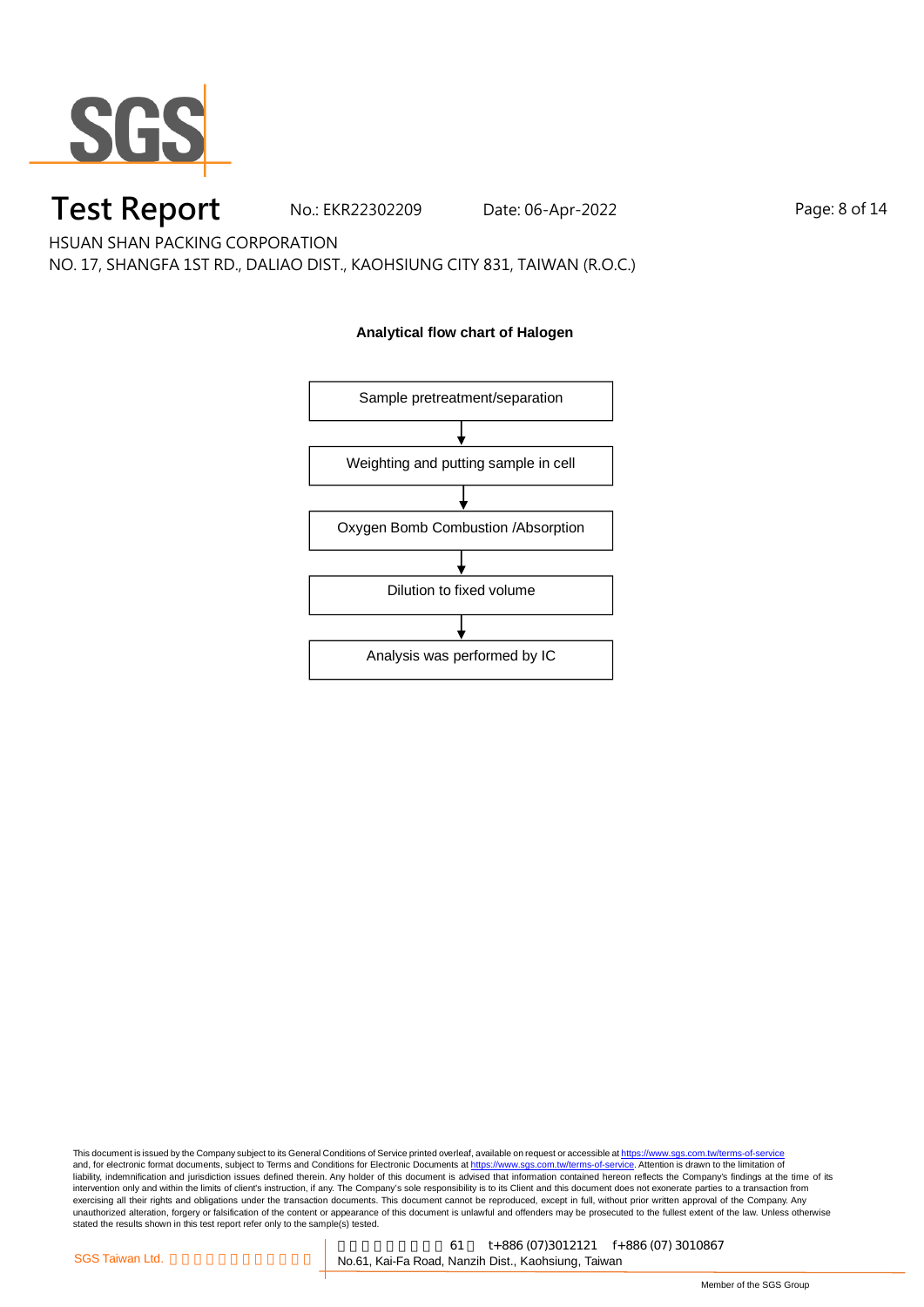# Test Report

No.: EKR22302209 Date: 06-Apr-2022

HSUAN SHAN PACKING CORPORATION

NO. 17, SHANGFA 1ST RD., DALIAO DIST., KAOHSIUNG CITY 831, TAIWAN (R.O.C.)

**Analytical flow chart of Halogen**

Sample pretreatment/separation

↓

Weighting and putting sample in cell

↓

Oxygen Bomb Combustion /Absorption

↓

Dilution to fixed volume

↓

Analysis was performed by IC

This document is issued by the Company subject to its General Conditions of Service printed overleaf, available on request or accessible at https://www.sgs.com.tw/terms-of-service and, for electronic format documents, subject to Terms and Conditions for Electronic Documents at https://www.sgs.com.tw/terms-of-service. Attention is drawn to the limitation of liability, indemnification and jurisdiction issues defined therein. Any holder of this document is advised that information contained hereon reflects the Company's findings at the time of its intervention only and within the limits of client's instruction, if any. The Company's sole responsibility is to its Client and this document does not exonerate parties to a transaction from exercising all their rights and obligations under the transaction documents. This document cannot be reproduced, except in full, without prior written approval of the Company. Any unauthorized alteration, forgery or falsification of the content or appearance of this document is unlawful and offenders may be prosecuted to the fullest extent of the law. Unless otherwise stated the results shown in this test report refer only to the sample(s) tested.

SGS Taiwan Ltd. | 61 t+886 (07)3012121 f+886 (07) 3010867 | No.61, Kai-Fa Road, Nanzih Dist., Kaohsiung, Taiwan

Member of the SGS Group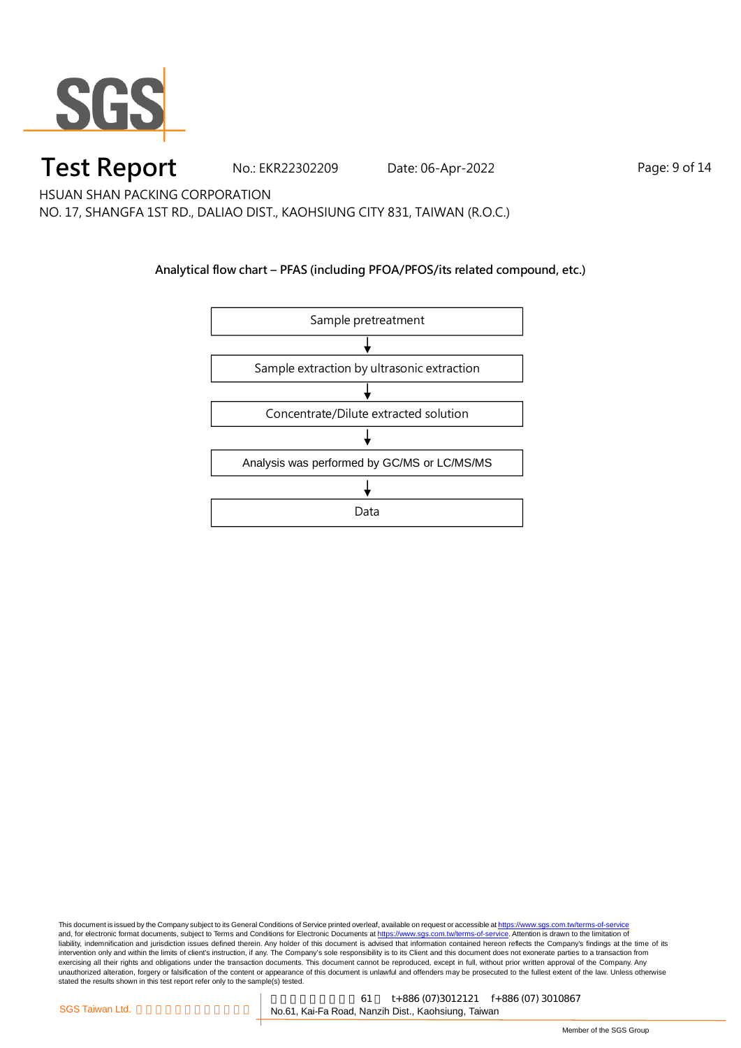# Test Report

No.: EKR22302209 Date: 06-Apr-2022

HSUAN SHAN PACKING CORPORATION

NO. 17, SHANGFA 1ST RD., DALIAO DIST., KAOHSIUNG CITY 831, TAIWAN (R.O.C.)

**Analytical flow chart – PFAS (including PFOA/PFOS/its related compound, etc.)**

Sample pretreatment

↓

Sample extraction by ultrasonic extraction

↓

Concentrate/Dilute extracted solution

↓

Analysis was performed by GC/MS or LC/MS/MS

↓

Data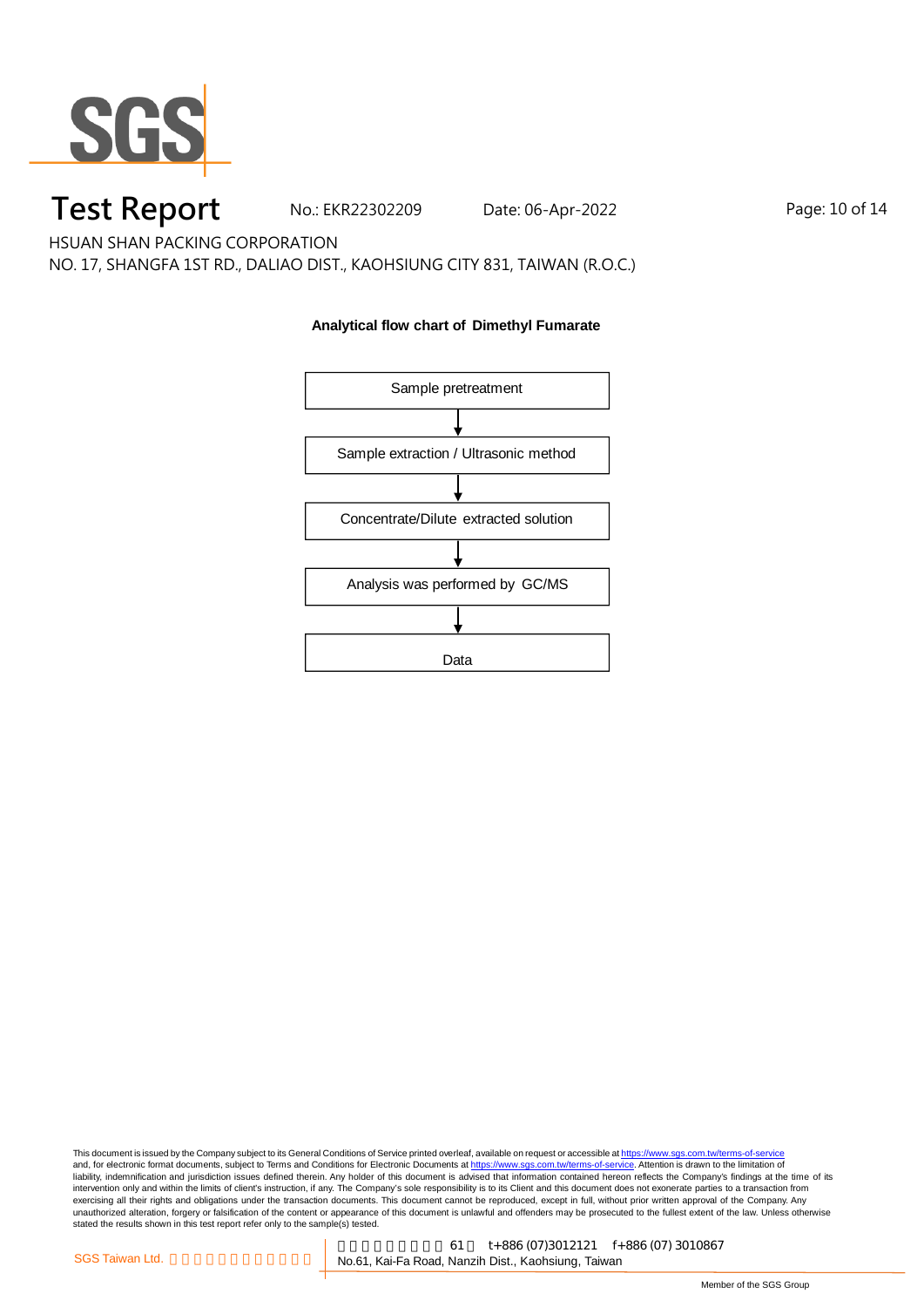# Test Report

No.: EKR22302209 Date: 06-Apr-2022

HSUAN SHAN PACKING CORPORATION

NO. 17, SHANGFA 1ST RD., DALIAO DIST., KAOHSIUNG CITY 831, TAIWAN (R.O.C.)

**Analytical flow chart of Dimethyl Fumarate**

Sample pretreatment

↓

Sample extraction / Ultrasonic method

↓

Concentrate/Dilute extracted solution

↓

Analysis was performed by GC/MS

↓

Data

This document is issued by the Company subject to its General Conditions of Service printed overleaf, available on request or accessible at https://www.sgs.com.tw/terms-of-service and, for electronic format documents, subject to Terms and Conditions for Electronic Documents at https://www.sgs.com.tw/terms-of-service. Attention is drawn to the limitation of liability, indemnification and jurisdiction issues defined therein. Any holder of this document is advised that information contained hereon reflects the Company's findings at the time of its intervention only and within the limits of client's instruction, if any. The Company's sole responsibility is to its Client and this document does not exonerate parties to a transaction from exercising all their rights and obligations under the transaction documents. This document cannot be reproduced, except in full, without prior written approval of the Company. Any unauthorized alteration, forgery or falsification of the content or appearance of this document is unlawful and offenders may be prosecuted to the fullest extent of the law. Unless otherwise stated the results shown in this test report refer only to the sample(s) tested.

SGS Taiwan Ltd. | 61 t+886 (07)3012121 f+886 (07) 3010867 | No.61, Kai-Fa Road, Nanzih Dist., Kaohsiung, Taiwan

Member of the SGS Group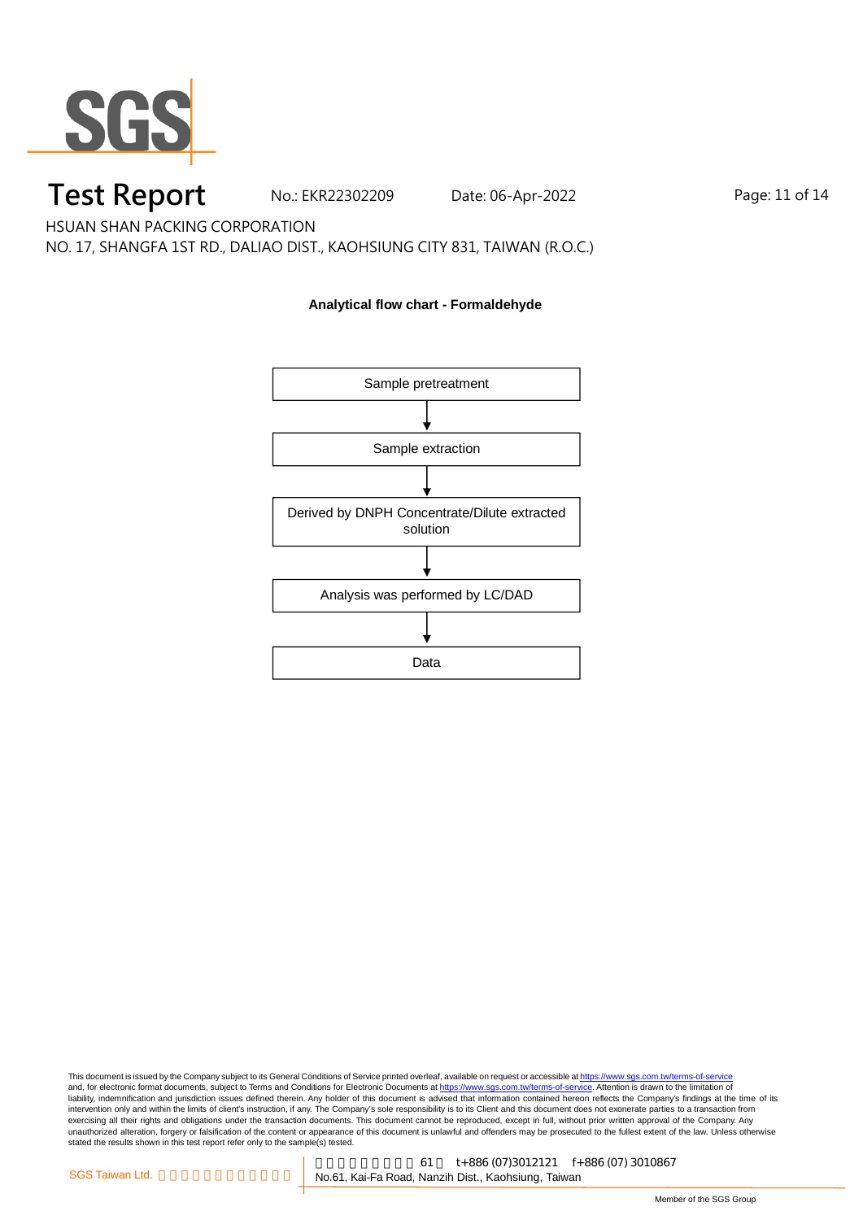# Test Report

No.: EKR22302209 Date: 06-Apr-2022

HSUAN SHAN PACKING CORPORATION

NO. 17, SHANGFA 1ST RD., DALIAO DIST., KAOHSIUNG CITY 831, TAIWAN (R.O.C.)

**Analytical flow chart - Formaldehyde**

Sample pretreatment

↓

Sample extraction

↓

Derived by DNPH Concentrate/Dilute extracted solution

↓

Analysis was performed by LC/DAD

↓

Data

This document is issued by the Company subject to its General Conditions of Service printed overleaf, available on request or accessible at https://www.sgs.com.tw/terms-of-service and, for electronic format documents, subject to Terms and Conditions for Electronic Documents at https://www.sgs.com.tw/terms-of-service. Attention is drawn to the limitation of liability, indemnification and jurisdiction issues defined therein. Any holder of this document is advised that information contained hereon reflects the Company's findings at the time of its intervention only and within the limits of client's instruction, if any. The Company's sole responsibility is to its Client and this document does not exonerate parties to a transaction from exercising all their rights and obligations under the transaction documents. This document cannot be reproduced, except in full, without prior written approval of the Company. Any unauthorized alteration, forgery or falsification of the content or appearance of this document is unlawful and offenders may be prosecuted to the fullest extent of the law. Unless otherwise stated the results shown in this test report refer only to the sample(s) tested.

SGS Taiwan Ltd. | 61 t+886 (07)3012121 f+886 (07) 3010867 | No.61, Kai-Fa Road, Nanzih Dist., Kaohsiung, Taiwan

Member of the SGS Group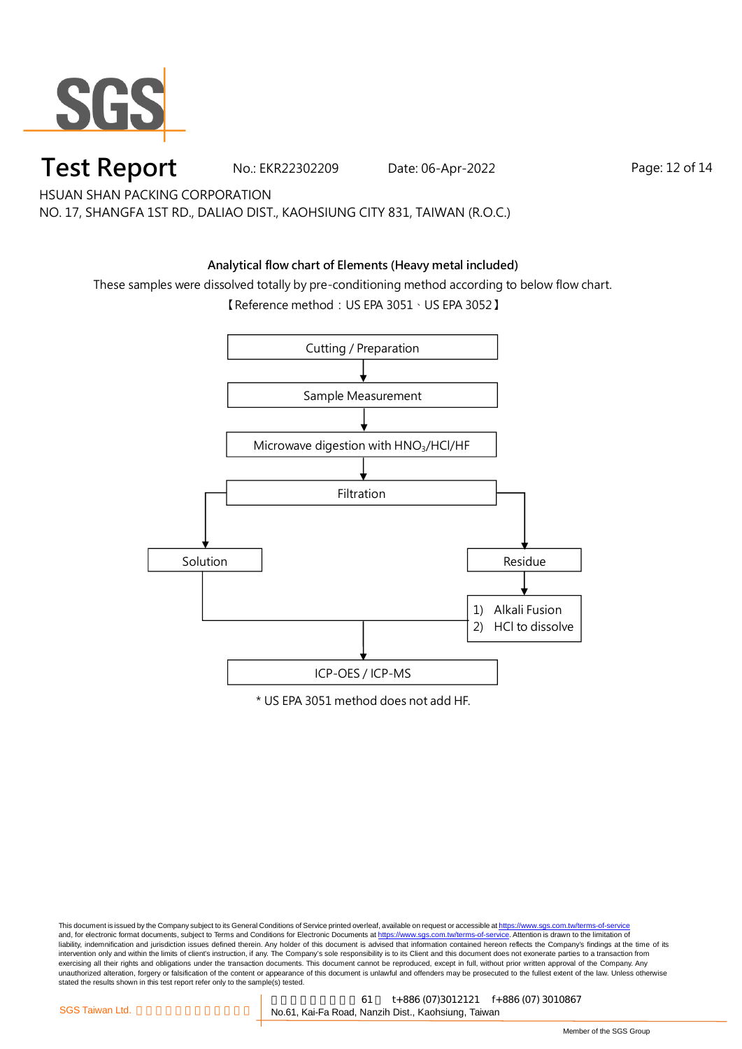# Test Report

No.: EKR22302209 Date: 06-Apr-2022

HSUAN SHAN PACKING CORPORATION

NO. 17, SHANGFA 1ST RD., DALIAO DIST., KAOHSIUNG CITY 831, TAIWAN (R.O.C.)

## Analytical flow chart of Elements (Heavy metal included)

These samples were dissolved totally by pre-conditioning method according to below flow chart.

【Reference method：US EPA 3051、US EPA 3052】

Cutting / Preparation

↓

Sample Measurement

↓

Microwave digestion with $HNO_3$/HCl/HF

↓

Filtration

→ Solution

→ Residue → 1) Alkali Fusion 2) HCl to dissolve

↓

ICP-OES / ICP-MS

\* US EPA 3051 method does not add HF.

This document is issued by the Company subject to its General Conditions of Service printed overleaf, available on request or accessible at https://www.sgs.com.tw/terms-of-service and, for electronic format documents, subject to Terms and Conditions for Electronic Documents at https://www.sgs.com.tw/terms-of-service. Attention is drawn to the limitation of liability, indemnification and jurisdiction issues defined therein. Any holder of this document is advised that information contained hereon reflects the Company's findings at the time of its intervention only and within the limits of client's instruction, if any. The Company's sole responsibility is to its Client and this document does not exonerate parties to a transaction from exercising all their rights and obligations under the transaction documents. This document cannot be reproduced, except in full, without prior written approval of the Company. Any unauthorized alteration, forgery or falsification of the content or appearance of this document is unlawful and offenders may be prosecuted to the fullest extent of the law. Unless otherwise stated the results shown in this test report refer only to the sample(s) tested.

SGS Taiwan Ltd. | 61 t+886 (07)3012121 f+886 (07) 3010867 No.61, Kai-Fa Road, Nanzih Dist., Kaohsiung, Taiwan

Member of the SGS Group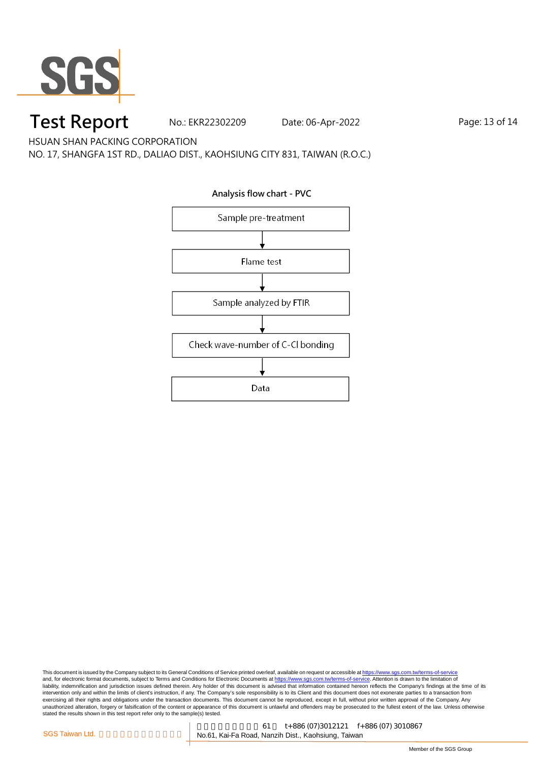# Test Report

No.: EKR22302209 Date: 06-Apr-2022

HSUAN SHAN PACKING CORPORATION

NO. 17, SHANGFA 1ST RD., DALIAO DIST., KAOHSIUNG CITY 831, TAIWAN (R.O.C.)

**Analysis flow chart - PVC**

Sample pre-treatment

↓

Flame test

↓

Sample analyzed by FTIR

↓

Check wave-number of C-Cl bonding

↓

Data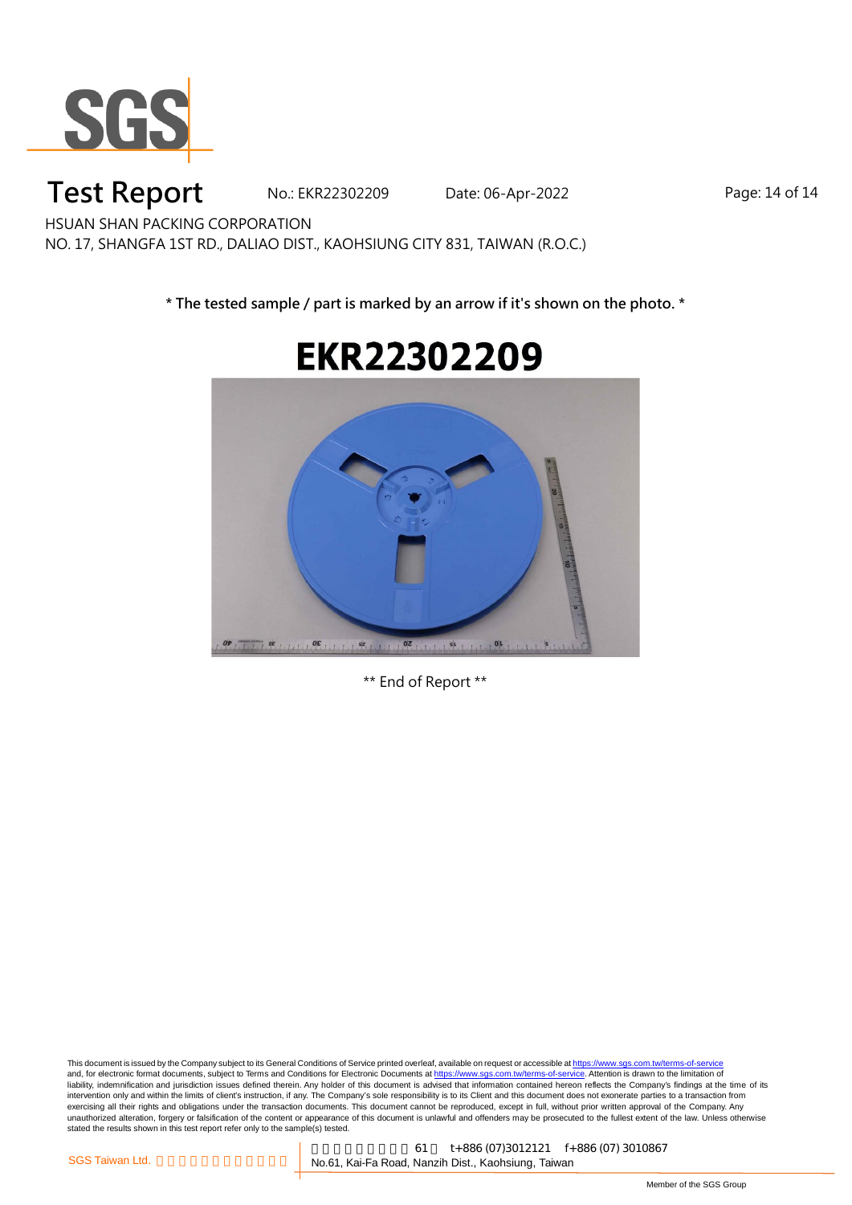# Test Report

No.: EKR22302209 Date: 06-Apr-2022

HSUAN SHAN PACKING CORPORATION
NO. 17, SHANGFA 1ST RD., DALIAO DIST., KAOHSIUNG CITY 831, TAIWAN (R.O.C.)

**\* The tested sample / part is marked by an arrow if it's shown on the photo. \***

# EKR22302209

\*\* End of Report \*\*

This document is issued by the Company subject to its General Conditions of Service printed overleaf, available on request or accessible at https://www.sgs.com.tw/terms-of-service and, for electronic format documents, subject to Terms and Conditions for Electronic Documents at https://www.sgs.com.tw/terms-of-service. Attention is drawn to the limitation of liability, indemnification and jurisdiction issues defined therein. Any holder of this document is advised that information contained hereon reflects the Company's findings at the time of its intervention only and within the limits of client's instruction, if any. The Company's sole responsibility is to its Client and this document does not exonerate parties to a transaction from exercising all their rights and obligations under the transaction documents. This document cannot be reproduced, except in full, without prior written approval of the Company. Any unauthorized alteration, forgery or falsification of the content or appearance of this document is unlawful and offenders may be prosecuted to the fullest extent of the law. Unless otherwise stated the results shown in this test report refer only to the sample(s) tested.

SGS Taiwan Ltd. 61 t+886 (07)3012121 f+886 (07) 3010867
No.61, Kai-Fa Road, Nanzih Dist., Kaohsiung, Taiwan

Member of the SGS Group